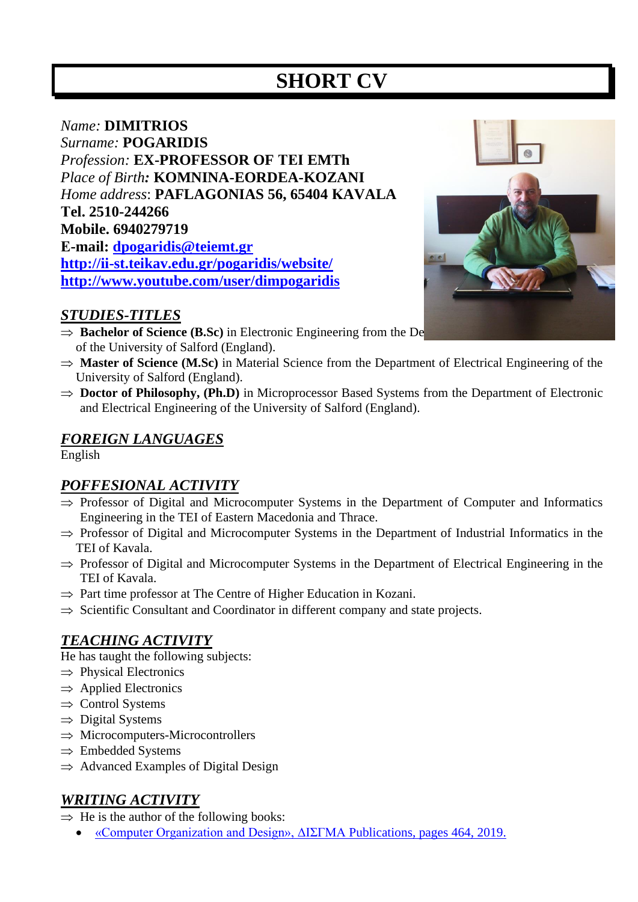# SHORT CV

*Name:* **DIMITRIOS**
*Surname:* **POGARIDIS**
*Profession:* **EX-PROFESSOR OF TEI EMTh**
*Place of Birth*: **KOMNINA-EORDEA-KOZANI**
*Home address*: **PAFLAGONIAS 56, 65404 KAVALA**
**Tel. 2510-244266**
**Mobile. 6940279719**
**E-mail: dpogaridis@teiemt.gr**
**http://ii-st.teikav.edu.gr/pogaridis/website/**
**http://www.youtube.com/user/dimpogaridis**

## *STUDIES-TITLES*

- ⇒ **Bachelor of Science (B.Sc)** in Electronic Engineering from the De of the University of Salford (England).
- ⇒ **Master of Science (M.Sc)** in Material Science from the Department of Electrical Engineering of the University of Salford (England).
- ⇒ **Doctor of Philosophy, (Ph.D)** in Microprocessor Based Systems from the Department of Electronic and Electrical Engineering of the University of Salford (England).

## *FOREIGN LANGUAGES*

English

## *POFFESIONAL ACTIVITY*

- ⇒ Professor of Digital and Microcomputer Systems in the Department of Computer and Informatics Engineering in the TEI of Eastern Macedonia and Thrace.
- ⇒ Professor of Digital and Microcomputer Systems in the Department of Industrial Informatics in the TEI of Kavala.
- ⇒ Professor of Digital and Microcomputer Systems in the Department of Electrical Engineering in the TEI of Kavala.
- ⇒ Part time professor at The Centre of Higher Education in Kozani.
- ⇒ Scientific Consultant and Coordinator in different company and state projects.

## *TEACHING ACTIVITY*

He has taught the following subjects:

- ⇒ Physical Electronics
- ⇒ Applied Electronics
- ⇒ Control Systems
- ⇒ Digital Systems
- ⇒ Microcomputers-Microcontrollers
- ⇒ Embedded Systems
- ⇒ Advanced Examples of Digital Design

## *WRITING ACTIVITY*

- ⇒ He is the author of the following books:
  - «Computer Organization and Design», ΔΙΣΓΜΑ Publications, pages 464, 2019.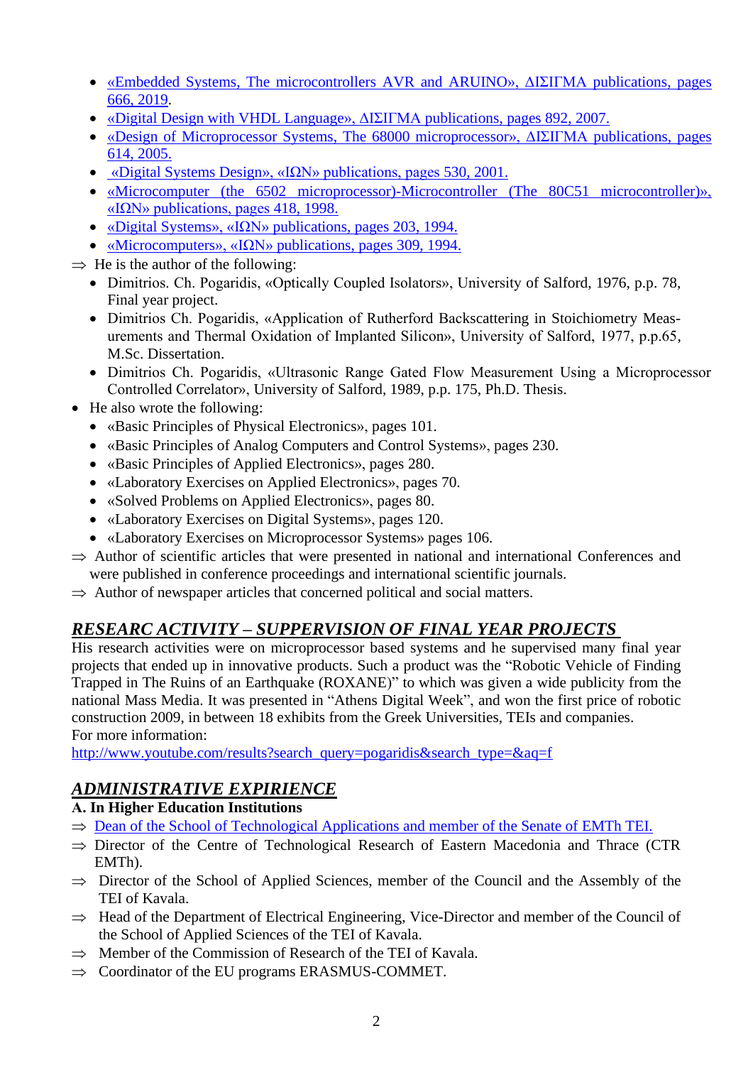- «Embedded Systems, The microcontrollers AVR and ARUINO», ΔΙΣΙΓΜΑ publications, pages 666, 2019.
- «Digital Design with VHDL Language», ΔΙΣΙΓΜΑ publications, pages 892, 2007.
- «Design of Microprocessor Systems, The 68000 microprocessor», ΔΙΣΙΓΜΑ publications, pages 614, 2005.
- «Digital Systems Design», «ΙΩΝ» publications, pages 530, 2001.
- «Microcomputer (the 6502 microprocessor)-Microcontroller (The 80C51 microcontroller)», «ΙΩΝ» publications, pages 418, 1998.
- «Digital Systems», «ΙΩΝ» publications, pages 203, 1994.
- «Microcomputers», «ΙΩΝ» publications, pages 309, 1994.

⇒ He is the author of the following:

- Dimitrios. Ch. Pogaridis, «Optically Coupled Isolators», University of Salford, 1976, p.p. 78, Final year project.
- Dimitrios Ch. Pogaridis, «Application of Rutherford Backscattering in Stoichiometry Measurements and Thermal Oxidation of Implanted Silicon», University of Salford, 1977, p.p.65, M.Sc. Dissertation.
- Dimitrios Ch. Pogaridis, «Ultrasonic Range Gated Flow Measurement Using a Microprocessor Controlled Correlator», University of Salford, 1989, p.p. 175, Ph.D. Thesis.

- He also wrote the following:
  - «Basic Principles of Physical Electronics», pages 101.
  - «Basic Principles of Analog Computers and Control Systems», pages 230.
  - «Basic Principles of Applied Electronics», pages 280.
  - «Laboratory Exercises on Applied Electronics», pages 70.
  - «Solved Problems on Applied Electronics», pages 80.
  - «Laboratory Exercises on Digital Systems», pages 120.
  - «Laboratory Exercises on Microprocessor Systems» pages 106.

⇒ Author of scientific articles that were presented in national and international Conferences and were published in conference proceedings and international scientific journals.

⇒ Author of newspaper articles that concerned political and social matters.

## *RESEARC ACTIVITY – SUPPERVISION OF FINAL YEAR PROJECTS*

His research activities were on microprocessor based systems and he supervised many final year projects that ended up in innovative products. Such a product was the "Robotic Vehicle of Finding Trapped in The Ruins of an Earthquake (ROXANE)" to which was given a wide publicity from the national Mass Media. It was presented in "Athens Digital Week", and won the first price of robotic construction 2009, in between 18 exhibits from the Greek Universities, TEIs and companies.
For more information:
http://www.youtube.com/results?search_query=pogaridis&search_type=&aq=f

## *ADMINISTRATIVE EXPIRIENCE*

**A. In Higher Education Institutions**

⇒ Dean of the School of Technological Applications and member of the Senate of EMTh TEI.

⇒ Director of the Centre of Technological Research of Eastern Macedonia and Thrace (CTR EMTh).

⇒ Director of the School of Applied Sciences, member of the Council and the Assembly of the TEI of Kavala.

⇒ Head of the Department of Electrical Engineering, Vice-Director and member of the Council of the School of Applied Sciences of the TEI of Kavala.

⇒ Member of the Commission of Research of the TEI of Kavala.

⇒ Coordinator of the EU programs ERASMUS-COMMET.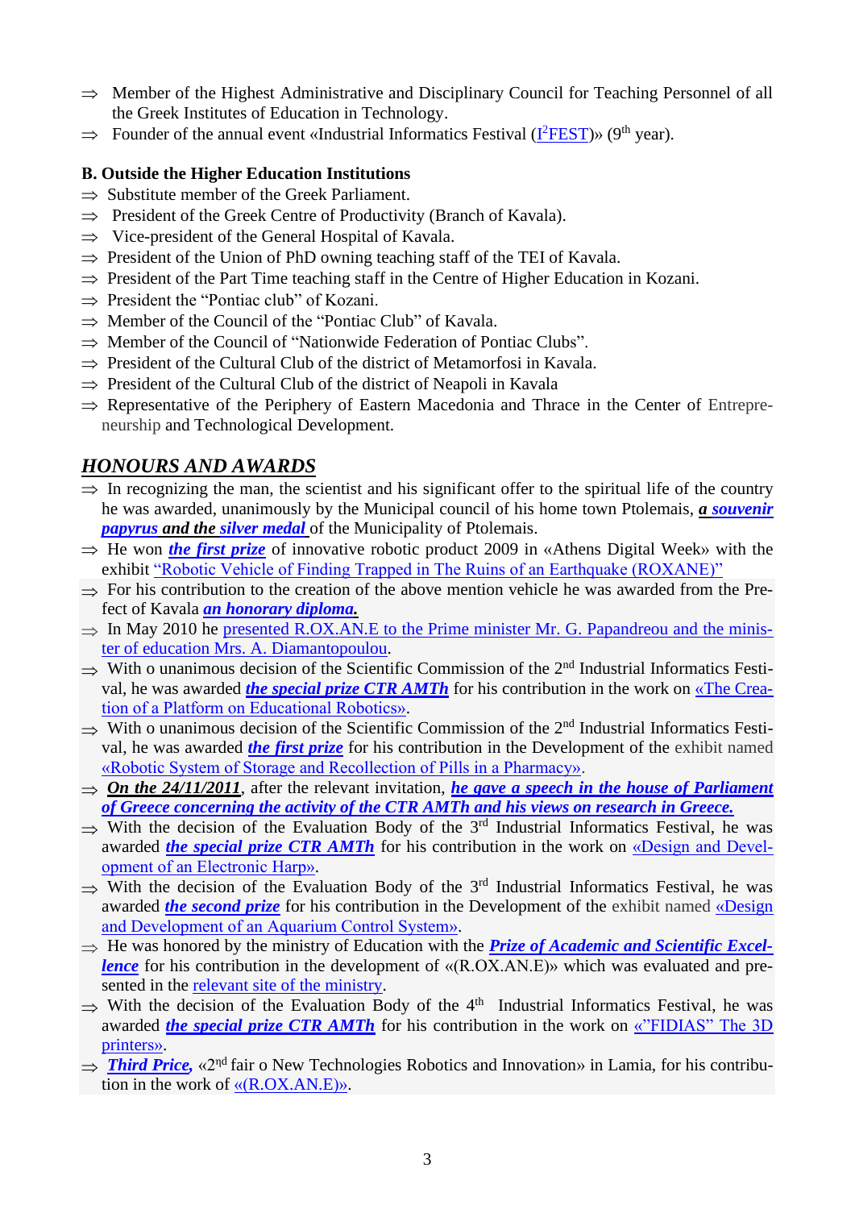- ⇒ Member of the Highest Administrative and Disciplinary Council for Teaching Personnel of all the Greek Institutes of Education in Technology.
- ⇒ Founder of the annual event «Industrial Informatics Festival ($I^2$FEST)» (9th year).

**B. Outside the Higher Education Institutions**

- ⇒ Substitute member of the Greek Parliament.
- ⇒ President of the Greek Centre of Productivity (Branch of Kavala).
- ⇒ Vice-president of the General Hospital of Kavala.
- ⇒ President of the Union of PhD owning teaching staff of the TEI of Kavala.
- ⇒ President of the Part Time teaching staff in the Centre of Higher Education in Kozani.
- ⇒ President the "Pontiac club" of Kozani.
- ⇒ Member of the Council of the "Pontiac Club" of Kavala.
- ⇒ Member of the Council of "Nationwide Federation of Pontiac Clubs".
- ⇒ President of the Cultural Club of the district of Metamorfosi in Kavala.
- ⇒ President of the Cultural Club of the district of Neapoli in Kavala
- ⇒ Representative of the Periphery of Eastern Macedonia and Thrace in the Center of Entrepreneurship and Technological Development.

## ***HONOURS AND AWARDS***

- ⇒ In recognizing the man, the scientist and his significant offer to the spiritual life of the country he was awarded, unanimously by the Municipal council of his home town Ptolemais, ***a souvenir papyrus and the silver medal*** of the Municipality of Ptolemais.
- ⇒ He won ***the first prize*** of innovative robotic product 2009 in «Athens Digital Week» with the exhibit "Robotic Vehicle of Finding Trapped in The Ruins of an Earthquake (ROXANE)"
- ⇒ For his contribution to the creation of the above mention vehicle he was awarded from the Prefect of Kavala ***an honorary diploma.***
- ⇒ In May 2010 he presented R.OX.AN.E to the Prime minister Mr. G. Papandreou and the minister of education Mrs. A. Diamantopoulou.
- ⇒ With o unanimous decision of the Scientific Commission of the 2nd Industrial Informatics Festival, he was awarded ***the special prize CTR AMTh*** for his contribution in the work on «The Creation of a Platform on Educational Robotics».
- ⇒ With o unanimous decision of the Scientific Commission of the 2nd Industrial Informatics Festival, he was awarded ***the first prize*** for his contribution in the Development of the exhibit named «Robotic System of Storage and Recollection of Pills in a Pharmacy».
- ⇒ ***On the 24/11/2011***, after the relevant invitation, ***he gave a speech in the house of Parliament of Greece concerning the activity of the CTR AMTh and his views on research in Greece.***
- ⇒ With the decision of the Evaluation Body of the 3rd Industrial Informatics Festival, he was awarded ***the special prize CTR AMTh*** for his contribution in the work on «Design and Development of an Electronic Harp».
- ⇒ With the decision of the Evaluation Body of the 3rd Industrial Informatics Festival, he was awarded ***the second prize*** for his contribution in the Development of the exhibit named «Design and Development of an Aquarium Control System».
- ⇒ He was honored by the ministry of Education with the ***Prize of Academic and Scientific Excellence*** for his contribution in the development of «(R.OX.AN.E)» which was evaluated and presented in the relevant site of the ministry.
- ⇒ With the decision of the Evaluation Body of the 4th Industrial Informatics Festival, he was awarded ***the special prize CTR AMTh*** for his contribution in the work on «"FIDIAS" The 3D printers».
- ⇒ ***Third Price***, «2ηd fair o New Technologies Robotics and Innovation» in Lamia, for his contribution in the work of «(R.OX.AN.E)».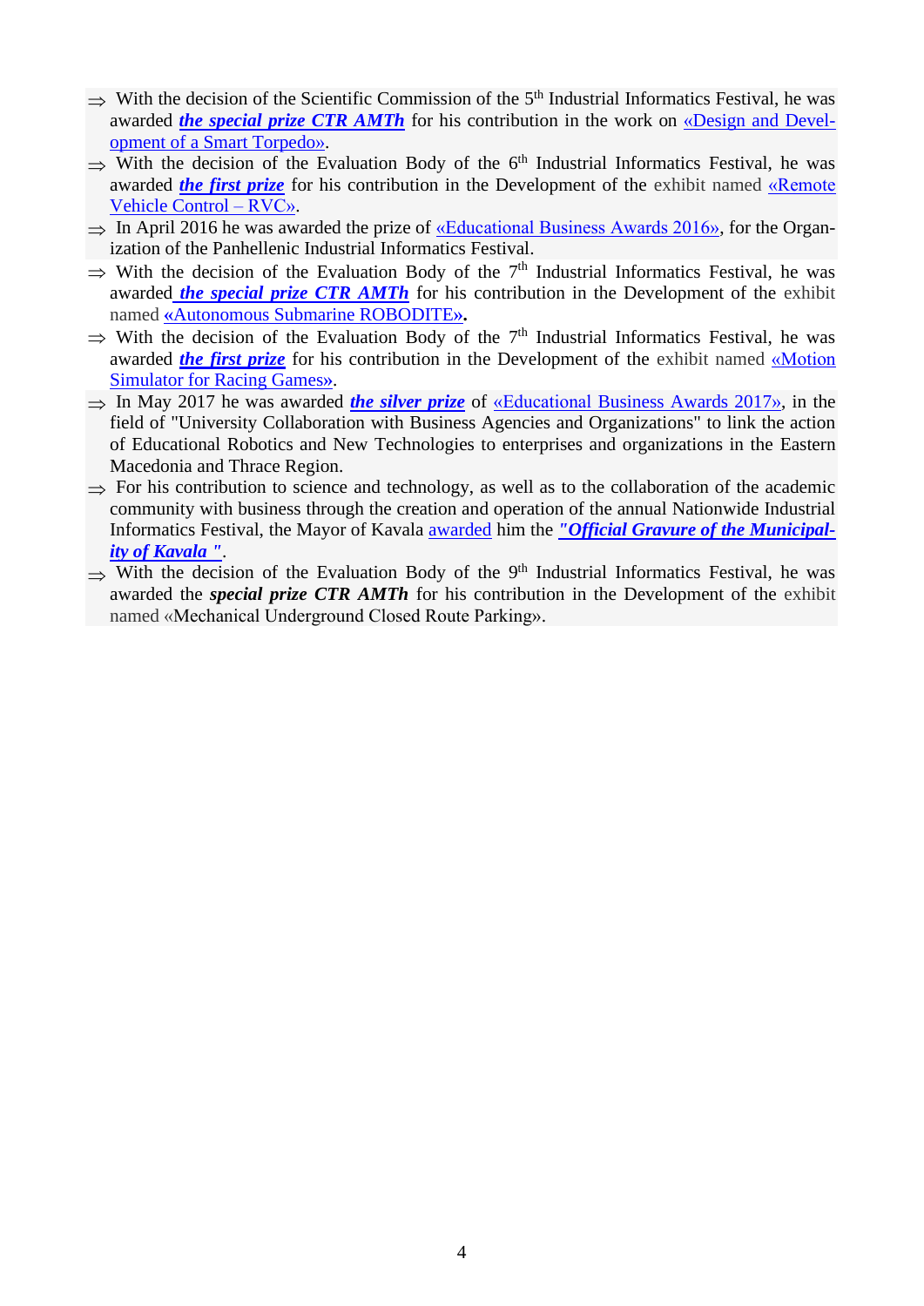- ⇒ With the decision of the Scientific Commission of the 5th Industrial Informatics Festival, he was awarded ***the special prize CTR AMTh*** for his contribution in the work on «Design and Development of a Smart Torpedo».
- ⇒ With the decision of the Evaluation Body of the 6th Industrial Informatics Festival, he was awarded ***the first prize*** for his contribution in the Development of the exhibit named «Remote Vehicle Control – RVC».
- ⇒ In April 2016 he was awarded the prize of «Educational Business Awards 2016», for the Organization of the Panhellenic Industrial Informatics Festival.
- ⇒ With the decision of the Evaluation Body of the 7th Industrial Informatics Festival, he was awarded ***the special prize CTR AMTh*** for his contribution in the Development of the exhibit named «Autonomous Submarine ROBODITE»**.**
- ⇒ With the decision of the Evaluation Body of the 7th Industrial Informatics Festival, he was awarded ***the first prize*** for his contribution in the Development of the exhibit named «Motion Simulator for Racing Games».
- ⇒ In May 2017 he was awarded ***the silver prize*** of «Educational Business Awards 2017», in the field of "University Collaboration with Business Agencies and Organizations" to link the action of Educational Robotics and New Technologies to enterprises and organizations in the Eastern Macedonia and Thrace Region.
- ⇒ For his contribution to science and technology, as well as to the collaboration of the academic community with business through the creation and operation of the annual Nationwide Industrial Informatics Festival, the Mayor of Kavala awarded him the ***"Official Gravure of the Municipality of Kavala "***.
- ⇒ With the decision of the Evaluation Body of the 9th Industrial Informatics Festival, he was awarded the ***special prize CTR AMTh*** for his contribution in the Development of the exhibit named «Mechanical Underground Closed Route Parking».